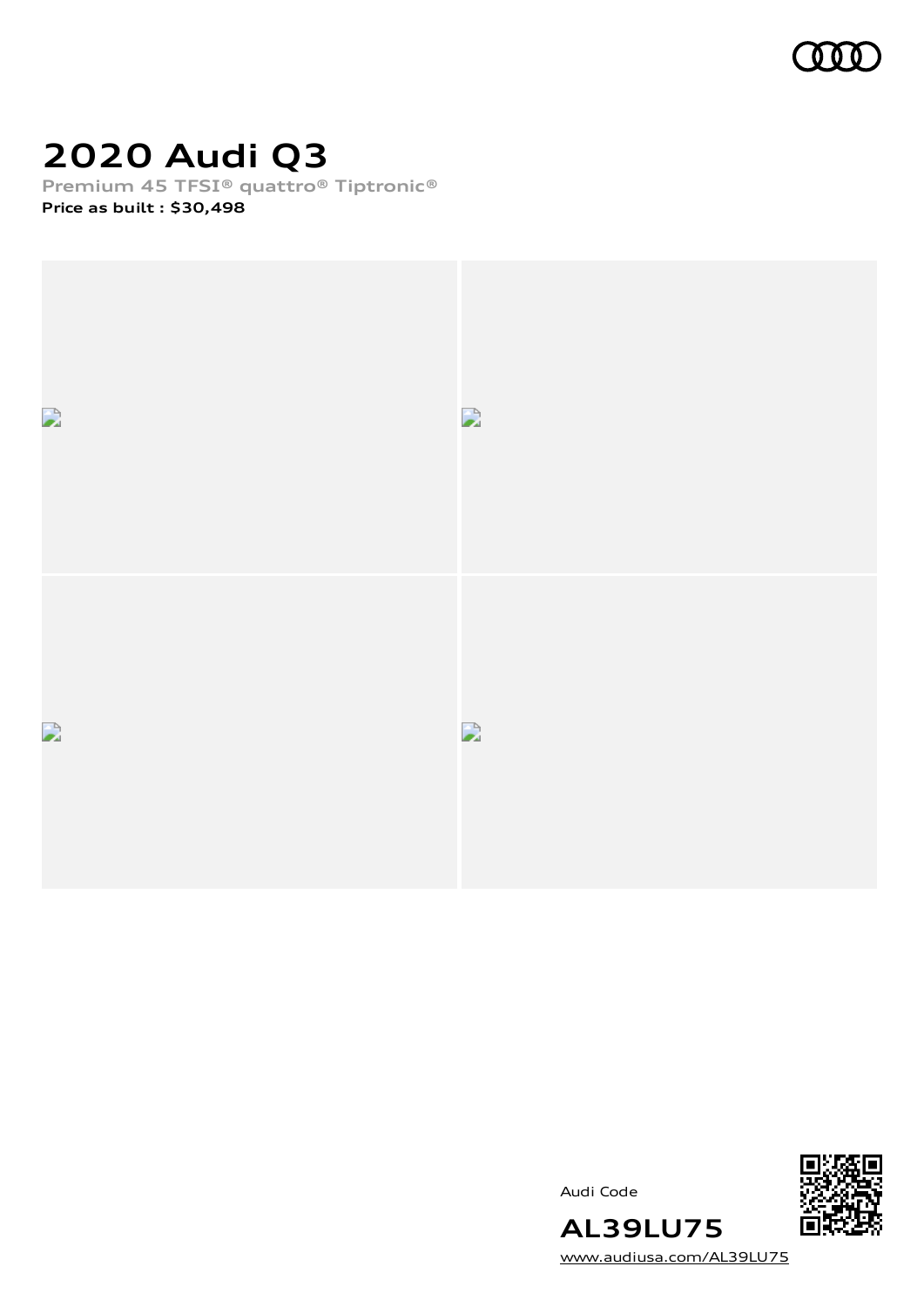# 2020 Audi Q3

Premium 45 TFSI® quattro® Tiptronic®

**Price as built : $30,498**

Audi Code

**AL39LU75**

www.audiusa.com/AL39LU75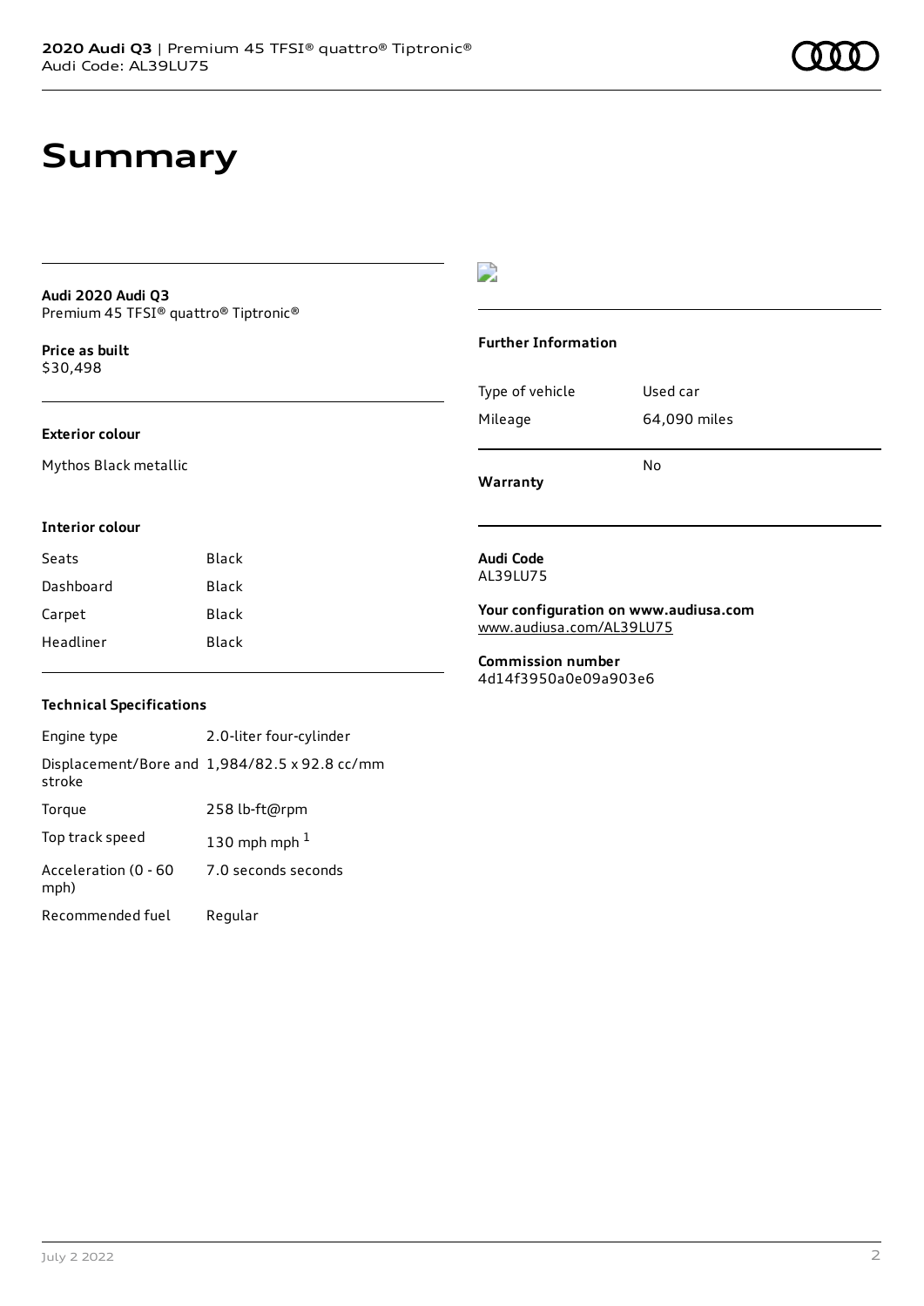# Summary

**Audi 2020 Audi Q3**
Premium 45 TFSI® quattro® Tiptronic®

**Price as built**
$30,498

#### Exterior colour

Mythos Black metallic

#### Interior colour

| | |
|---|---|
| Seats | Black |
| Dashboard | Black |
| Carpet | Black |
| Headliner | Black |

#### Technical Specifications

| | |
|---|---|
| Engine type | 2.0-liter four-cylinder |
| Displacement/Bore and stroke | 1,984/82.5 x 92.8 cc/mm |
| Torque | 258 lb-ft@rpm |
| Top track speed | 130 mph mph [1] |
| Acceleration (0 - 60 mph) | 7.0 seconds seconds |
| Recommended fuel | Regular |

#### Further Information

| | |
|---|---|
| Type of vehicle | Used car |
| Mileage | 64,090 miles |
| **Warranty** | No |

**Audi Code**
AL39LU75

**Your configuration on www.audiusa.com**
www.audiusa.com/AL39LU75

**Commission number**
4d14f3950a0e09a903e6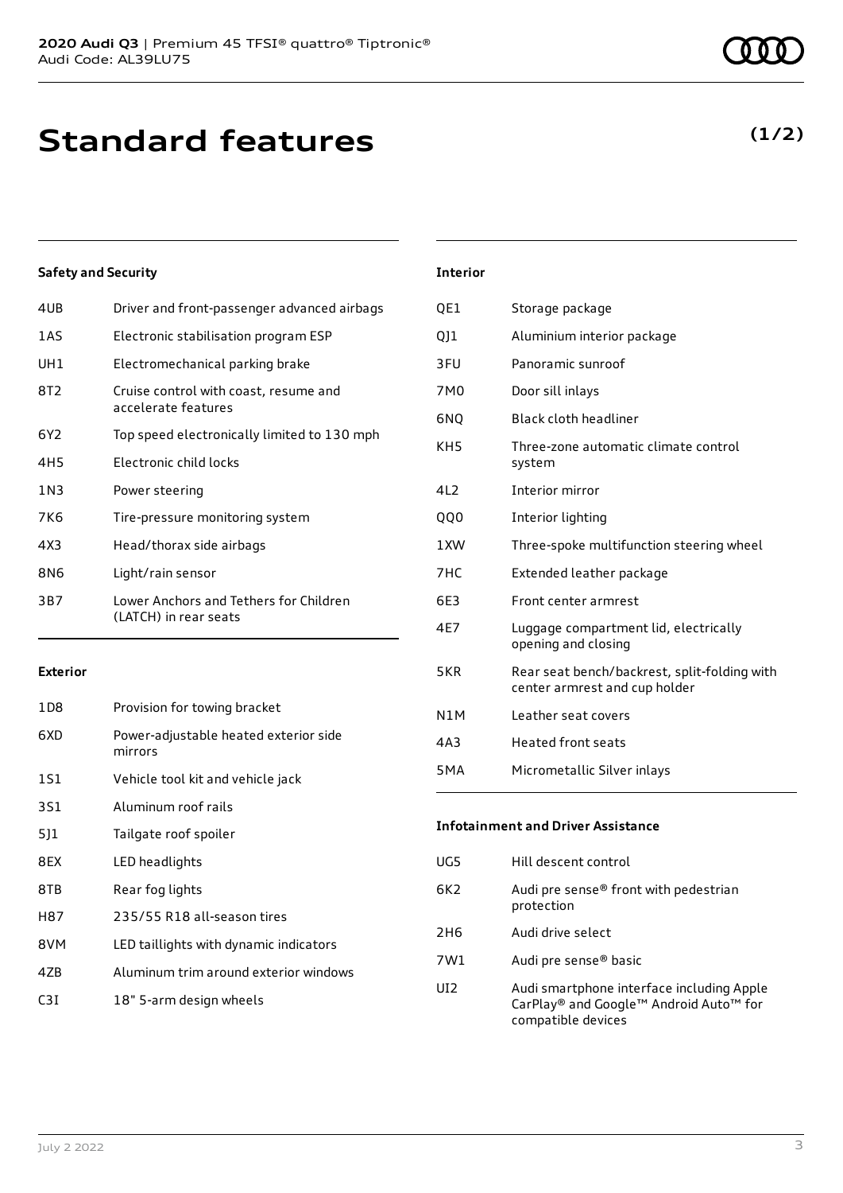# Standard features

**(1/2)**

### Safety and Security

| | |
|---|---|
| 4UB | Driver and front-passenger advanced airbags |
| 1AS | Electronic stabilisation program ESP |
| UH1 | Electromechanical parking brake |
| 8T2 | Cruise control with coast, resume and accelerate features |
| 6Y2 | Top speed electronically limited to 130 mph |
| 4H5 | Electronic child locks |
| 1N3 | Power steering |
| 7K6 | Tire-pressure monitoring system |
| 4X3 | Head/thorax side airbags |
| 8N6 | Light/rain sensor |
| 3B7 | Lower Anchors and Tethers for Children (LATCH) in rear seats |

### Exterior

| | |
|---|---|
| 1D8 | Provision for towing bracket |
| 6XD | Power-adjustable heated exterior side mirrors |
| 1S1 | Vehicle tool kit and vehicle jack |
| 3S1 | Aluminum roof rails |
| 5J1 | Tailgate roof spoiler |
| 8EX | LED headlights |
| 8TB | Rear fog lights |
| H87 | 235/55 R18 all-season tires |
| 8VM | LED taillights with dynamic indicators |
| 4ZB | Aluminum trim around exterior windows |
| C3I | 18" 5-arm design wheels |

### Interior

| | |
|---|---|
| QE1 | Storage package |
| QJ1 | Aluminium interior package |
| 3FU | Panoramic sunroof |
| 7M0 | Door sill inlays |
| 6NQ | Black cloth headliner |
| KH5 | Three-zone automatic climate control system |
| 4L2 | Interior mirror |
| QQ0 | Interior lighting |
| 1XW | Three-spoke multifunction steering wheel |
| 7HC | Extended leather package |
| 6E3 | Front center armrest |
| 4E7 | Luggage compartment lid, electrically opening and closing |
| 5KR | Rear seat bench/backrest, split-folding with center armrest and cup holder |
| N1M | Leather seat covers |
| 4A3 | Heated front seats |
| 5MA | Micrometallic Silver inlays |

### Infotainment and Driver Assistance

| | |
|---|---|
| UG5 | Hill descent control |
| 6K2 | Audi pre sense® front with pedestrian protection |
| 2H6 | Audi drive select |
| 7W1 | Audi pre sense® basic |
| UI2 | Audi smartphone interface including Apple CarPlay® and Google™ Android Auto™ for compatible devices |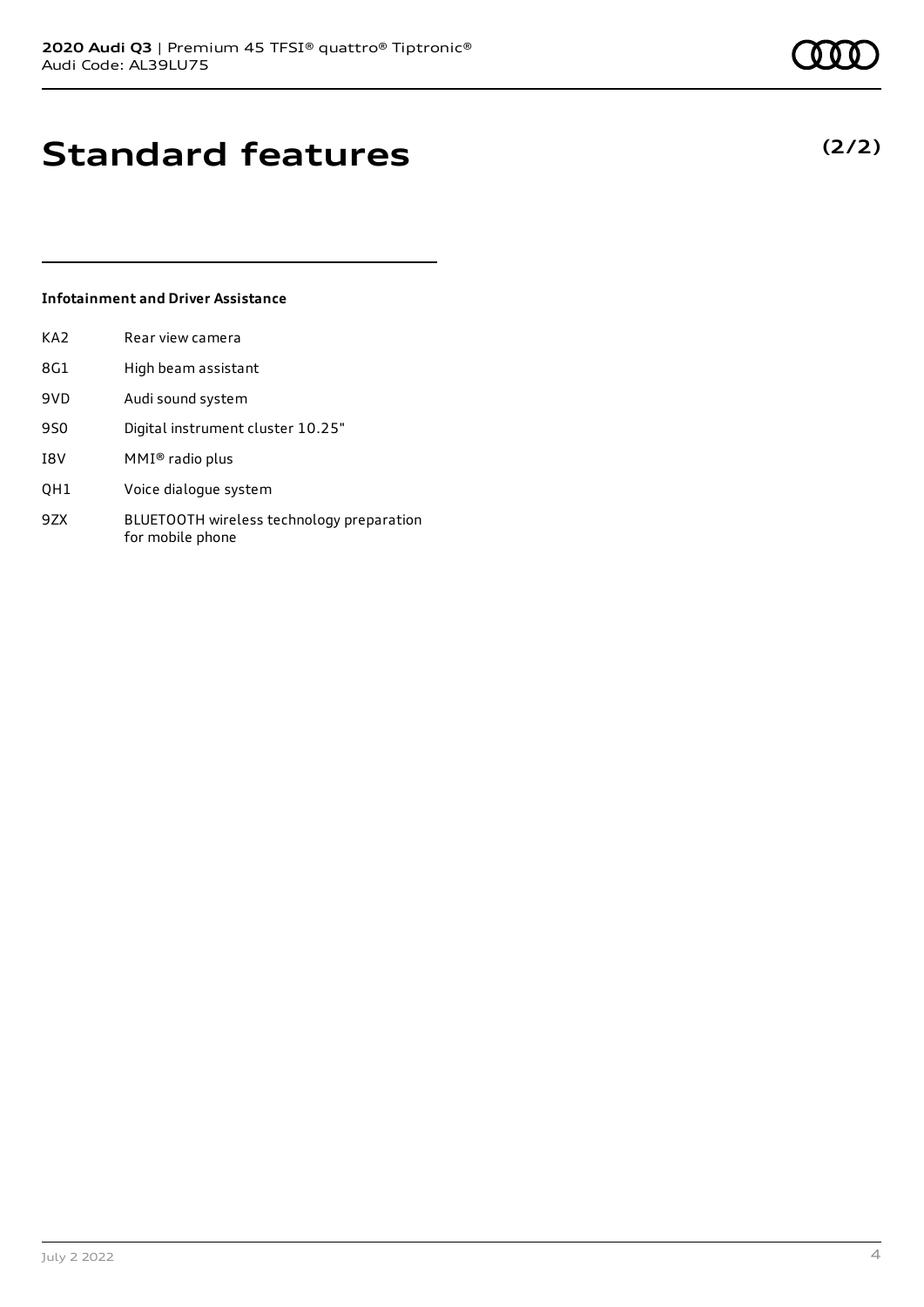# Standard features

**(2/2)**

### Infotainment and Driver Assistance

| | |
|---|---|
| KA2 | Rear view camera |
| 8G1 | High beam assistant |
| 9VD | Audi sound system |
| 9S0 | Digital instrument cluster 10.25" |
| I8V | MMI® radio plus |
| QH1 | Voice dialogue system |
| 9ZX | BLUETOOTH wireless technology preparation for mobile phone |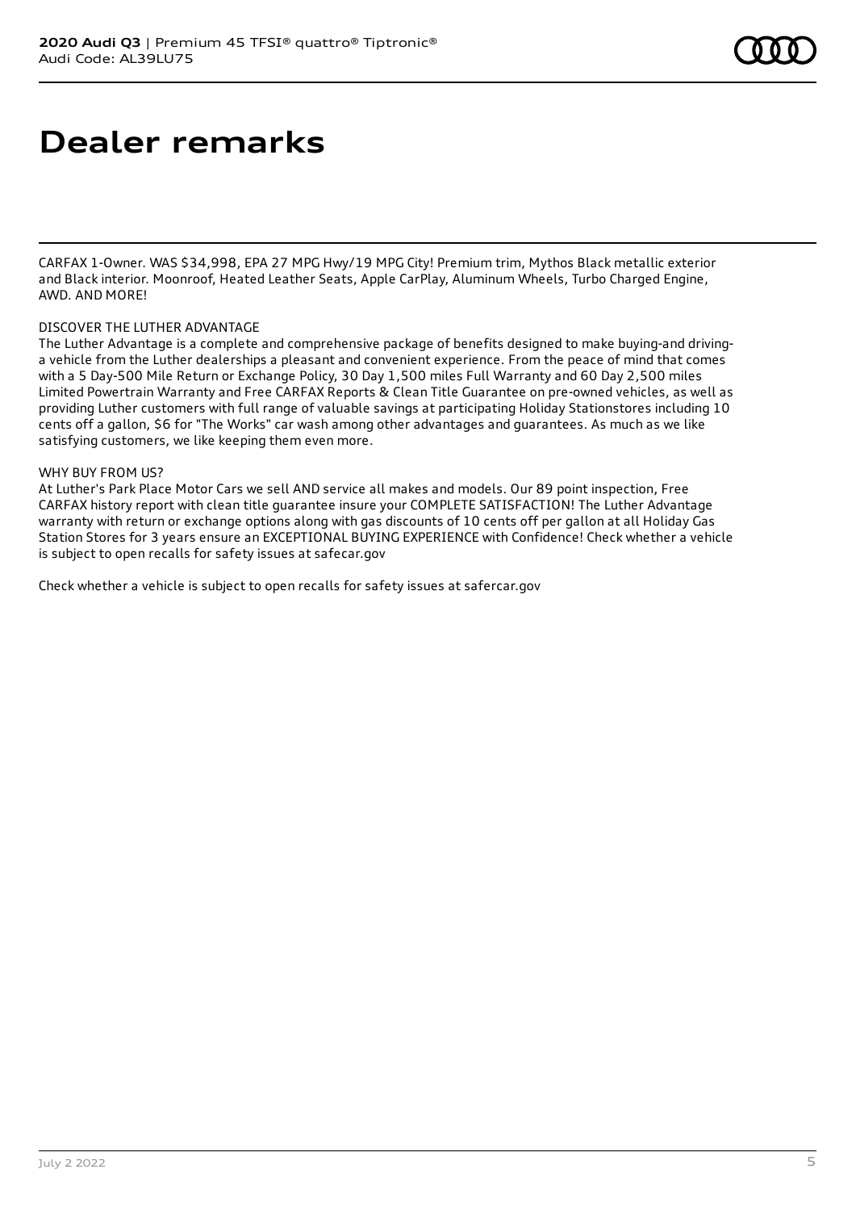# Dealer remarks

CARFAX 1-Owner. WAS $34,998, EPA 27 MPG Hwy/19 MPG City! Premium trim, Mythos Black metallic exterior and Black interior. Moonroof, Heated Leather Seats, Apple CarPlay, Aluminum Wheels, Turbo Charged Engine, AWD. AND MORE!

DISCOVER THE LUTHER ADVANTAGE
The Luther Advantage is a complete and comprehensive package of benefits designed to make buying-and driving-a vehicle from the Luther dealerships a pleasant and convenient experience. From the peace of mind that comes with a 5 Day-500 Mile Return or Exchange Policy, 30 Day 1,500 miles Full Warranty and 60 Day 2,500 miles Limited Powertrain Warranty and Free CARFAX Reports & Clean Title Guarantee on pre-owned vehicles, as well as providing Luther customers with full range of valuable savings at participating Holiday Stationstores including 10 cents off a gallon, $6 for "The Works" car wash among other advantages and guarantees. As much as we like satisfying customers, we like keeping them even more.

WHY BUY FROM US?
At Luther's Park Place Motor Cars we sell AND service all makes and models. Our 89 point inspection, Free CARFAX history report with clean title guarantee insure your COMPLETE SATISFACTION! The Luther Advantage warranty with return or exchange options along with gas discounts of 10 cents off per gallon at all Holiday Gas Station Stores for 3 years ensure an EXCEPTIONAL BUYING EXPERIENCE with Confidence! Check whether a vehicle is subject to open recalls for safety issues at safecar.gov

Check whether a vehicle is subject to open recalls for safety issues at safercar.gov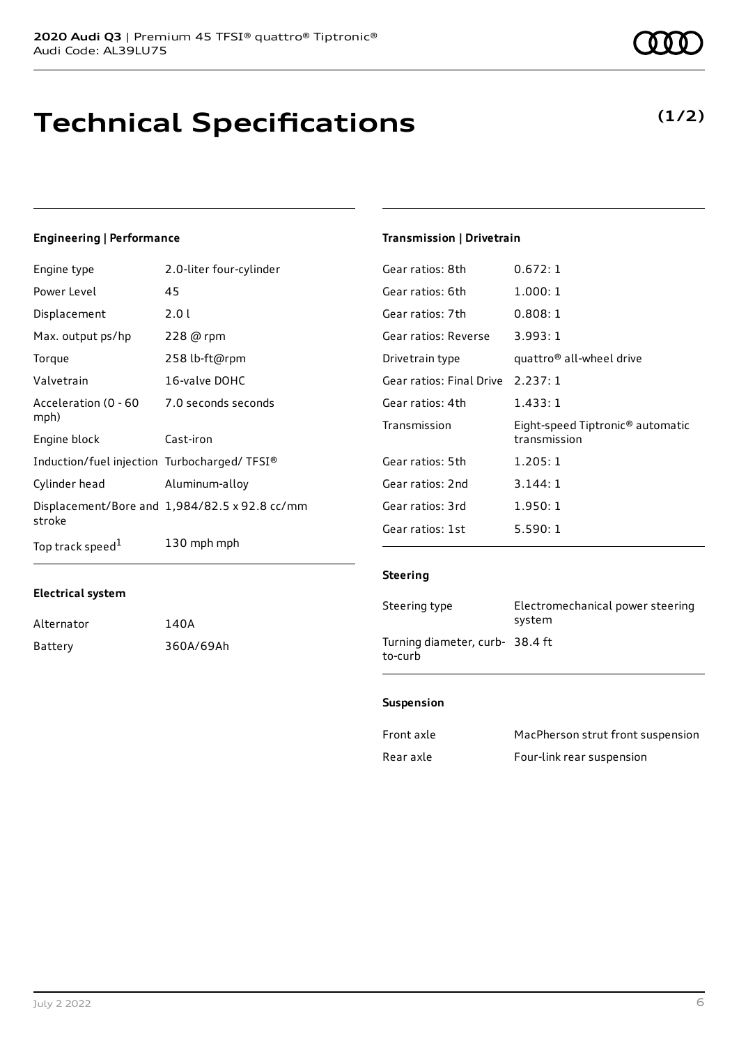# Technical Specifications

**(1/2)**

### Engineering | Performance

| | |
|---|---|
| Engine type | 2.0-liter four-cylinder |
| Power Level | 45 |
| Displacement | 2.0 l |
| Max. output ps/hp | 228 @ rpm |
| Torque | 258 lb-ft@rpm |
| Valvetrain | 16-valve DOHC |
| Acceleration (0 - 60 mph) | 7.0 seconds seconds |
| Engine block | Cast-iron |
| Induction/fuel injection | Turbocharged/ TFSI® |
| Cylinder head | Aluminum-alloy |
| Displacement/Bore and stroke | 1,984/82.5 x 92.8 cc/mm |
| Top track speed[1] | 130 mph mph |

### Electrical system

| | |
|---|---|
| Alternator | 140A |
| Battery | 360A/69Ah |

### Transmission | Drivetrain

| | |
|---|---|
| Gear ratios: 8th | 0.672: 1 |
| Gear ratios: 6th | 1.000: 1 |
| Gear ratios: 7th | 0.808: 1 |
| Gear ratios: Reverse | 3.993: 1 |
| Drivetrain type | quattro® all-wheel drive |
| Gear ratios: Final Drive | 2.237: 1 |
| Gear ratios: 4th | 1.433: 1 |
| Transmission | Eight-speed Tiptronic® automatic transmission |
| Gear ratios: 5th | 1.205: 1 |
| Gear ratios: 2nd | 3.144: 1 |
| Gear ratios: 3rd | 1.950: 1 |
| Gear ratios: 1st | 5.590: 1 |

### Steering

| | |
|---|---|
| Steering type | Electromechanical power steering system |
| Turning diameter, curb-to-curb | 38.4 ft |

### Suspension

| | |
|---|---|
| Front axle | MacPherson strut front suspension |
| Rear axle | Four-link rear suspension |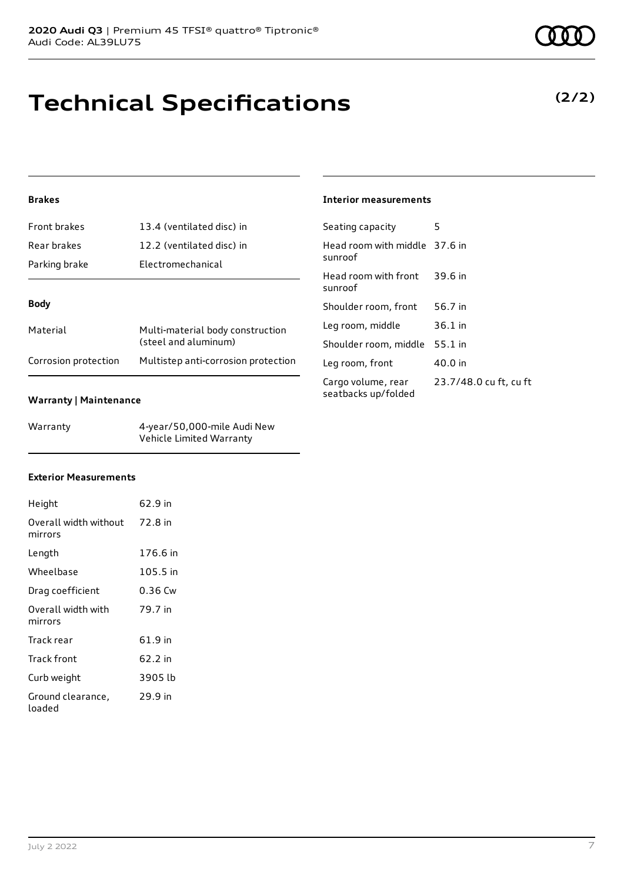# Technical Specifications

**(2/2)**

### Brakes

| | |
|---|---|
| Front brakes | 13.4 (ventilated disc) in |
| Rear brakes | 12.2 (ventilated disc) in |
| Parking brake | Electromechanical |

### Body

| | |
|---|---|
| Material | Multi-material body construction (steel and aluminum) |
| Corrosion protection | Multistep anti-corrosion protection |

### Warranty | Maintenance

| | |
|---|---|
| Warranty | 4-year/50,000-mile Audi New Vehicle Limited Warranty |

### Exterior Measurements

| | |
|---|---|
| Height | 62.9 in |
| Overall width without mirrors | 72.8 in |
| Length | 176.6 in |
| Wheelbase | 105.5 in |
| Drag coefficient | 0.36 Cw |
| Overall width with mirrors | 79.7 in |
| Track rear | 61.9 in |
| Track front | 62.2 in |
| Curb weight | 3905 lb |
| Ground clearance, loaded | 29.9 in |

### Interior measurements

| | |
|---|---|
| Seating capacity | 5 |
| Head room with middle sunroof | 37.6 in |
| Head room with front sunroof | 39.6 in |
| Shoulder room, front | 56.7 in |
| Leg room, middle | 36.1 in |
| Shoulder room, middle | 55.1 in |
| Leg room, front | 40.0 in |
| Cargo volume, rear seatbacks up/folded | 23.7/48.0 cu ft, cu ft |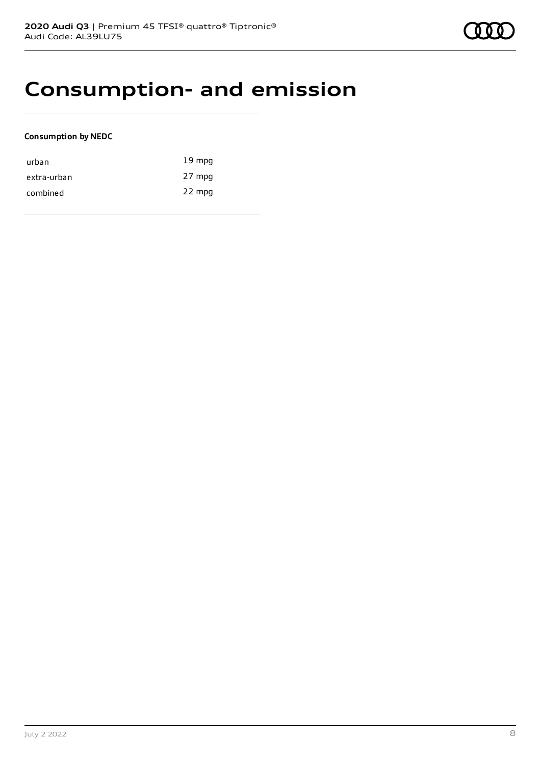# Consumption- and emission

**Consumption by NEDC**

| | |
|---|---|
| urban | 19 mpg |
| extra-urban | 27 mpg |
| combined | 22 mpg |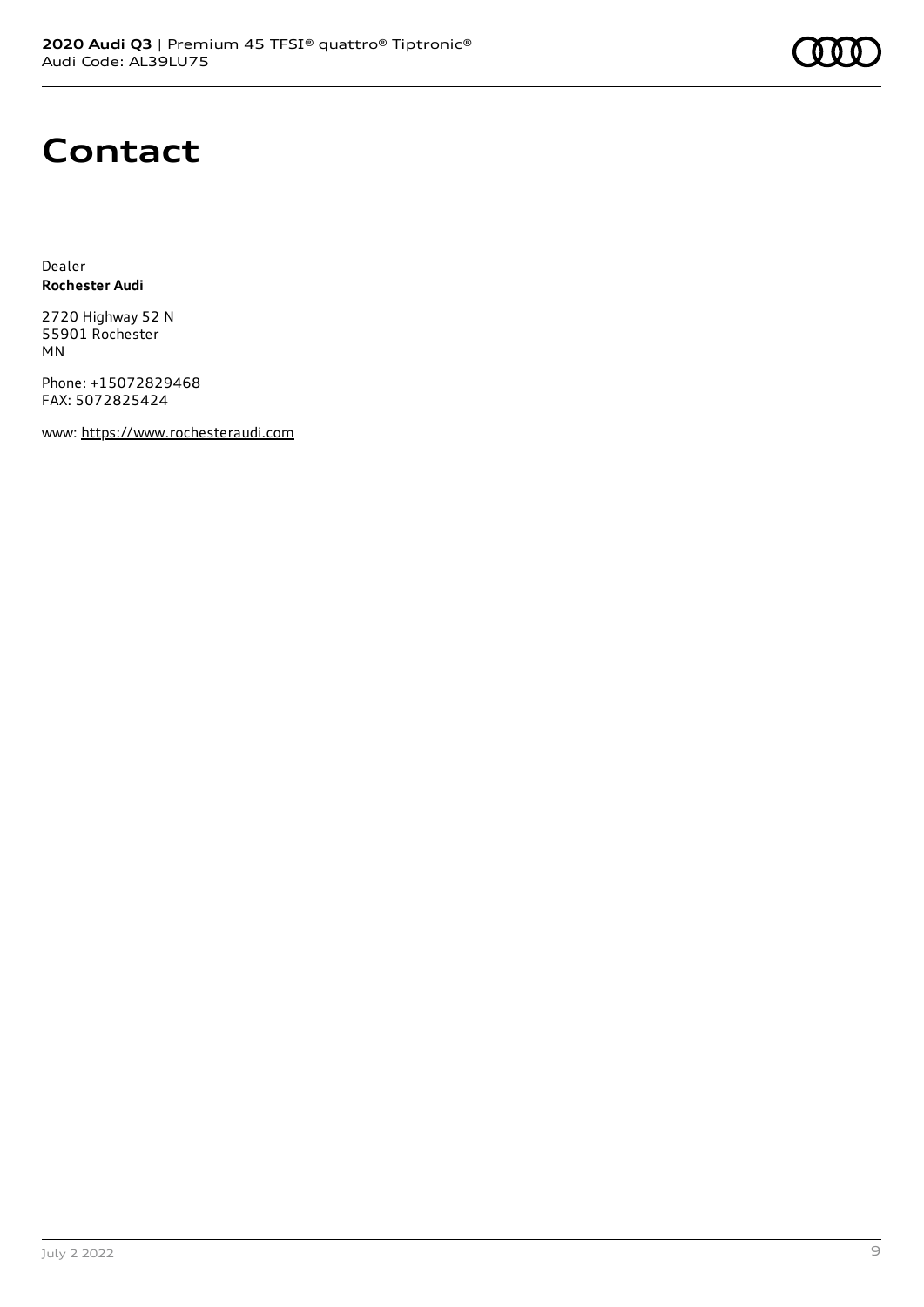# Contact

Dealer
**Rochester Audi**

2720 Highway 52 N
55901 Rochester
MN

Phone: +15072829468
FAX: 5072825424

www: https://www.rochesteraudi.com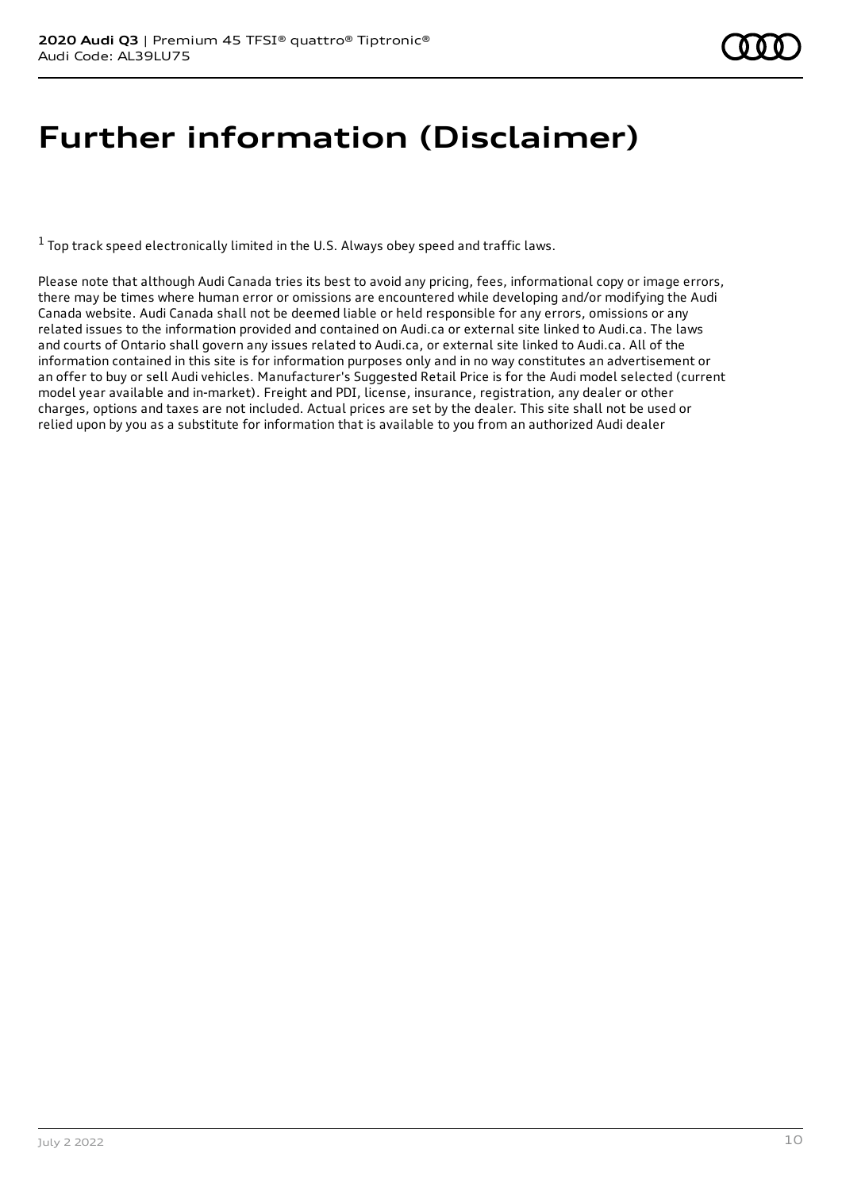# Further information (Disclaimer)

[1] Top track speed electronically limited in the U.S. Always obey speed and traffic laws.

Please note that although Audi Canada tries its best to avoid any pricing, fees, informational copy or image errors, there may be times where human error or omissions are encountered while developing and/or modifying the Audi Canada website. Audi Canada shall not be deemed liable or held responsible for any errors, omissions or any related issues to the information provided and contained on Audi.ca or external site linked to Audi.ca. The laws and courts of Ontario shall govern any issues related to Audi.ca, or external site linked to Audi.ca. All of the information contained in this site is for information purposes only and in no way constitutes an advertisement or an offer to buy or sell Audi vehicles. Manufacturer's Suggested Retail Price is for the Audi model selected (current model year available and in-market). Freight and PDI, license, insurance, registration, any dealer or other charges, options and taxes are not included. Actual prices are set by the dealer. This site shall not be used or relied upon by you as a substitute for information that is available to you from an authorized Audi dealer